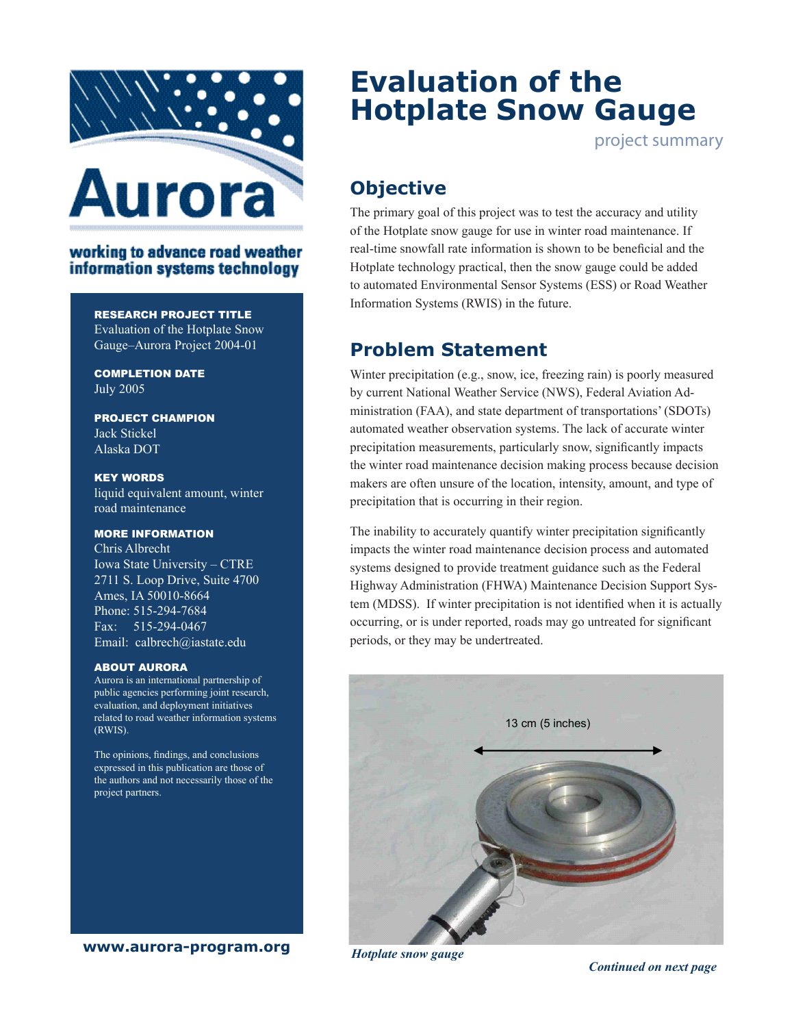# Evaluation of the Hotplate Snow Gauge

project summary

**Aurora**

**working to advance road weather information systems technology**

**RESEARCH PROJECT TITLE**
Evaluation of the Hotplate Snow Gauge–Aurora Project 2004-01

**COMPLETION DATE**
July 2005

**PROJECT CHAMPION**
Jack Stickel
Alaska DOT

**KEY WORDS**
liquid equivalent amount, winter road maintenance

**MORE INFORMATION**
Chris Albrecht
Iowa State University – CTRE
2711 S. Loop Drive, Suite 4700
Ames, IA 50010-8664
Phone: 515-294-7684
Fax: 515-294-0467
Email: calbrech@iastate.edu

**ABOUT AURORA**
Aurora is an international partnership of public agencies performing joint research, evaluation, and deployment initiatives related to road weather information systems (RWIS).

The opinions, findings, and conclusions expressed in this publication are those of the authors and not necessarily those of the project partners.

**www.aurora-program.org**

## Objective

The primary goal of this project was to test the accuracy and utility of the Hotplate snow gauge for use in winter road maintenance. If real-time snowfall rate information is shown to be beneficial and the Hotplate technology practical, then the snow gauge could be added to automated Environmental Sensor Systems (ESS) or Road Weather Information Systems (RWIS) in the future.

## Problem Statement

Winter precipitation (e.g., snow, ice, freezing rain) is poorly measured by current National Weather Service (NWS), Federal Aviation Administration (FAA), and state department of transportations' (SDOTs) automated weather observation systems. The lack of accurate winter precipitation measurements, particularly snow, significantly impacts the winter road maintenance decision making process because decision makers are often unsure of the location, intensity, amount, and type of precipitation that is occurring in their region.

The inability to accurately quantify winter precipitation significantly impacts the winter road maintenance decision process and automated systems designed to provide treatment guidance such as the Federal Highway Administration (FHWA) Maintenance Decision Support System (MDSS). If winter precipitation is not identified when it is actually occurring, or is under reported, roads may go untreated for significant periods, or they may be undertreated.

13 cm (5 inches)

*Hotplate snow gauge*

*Continued on next page*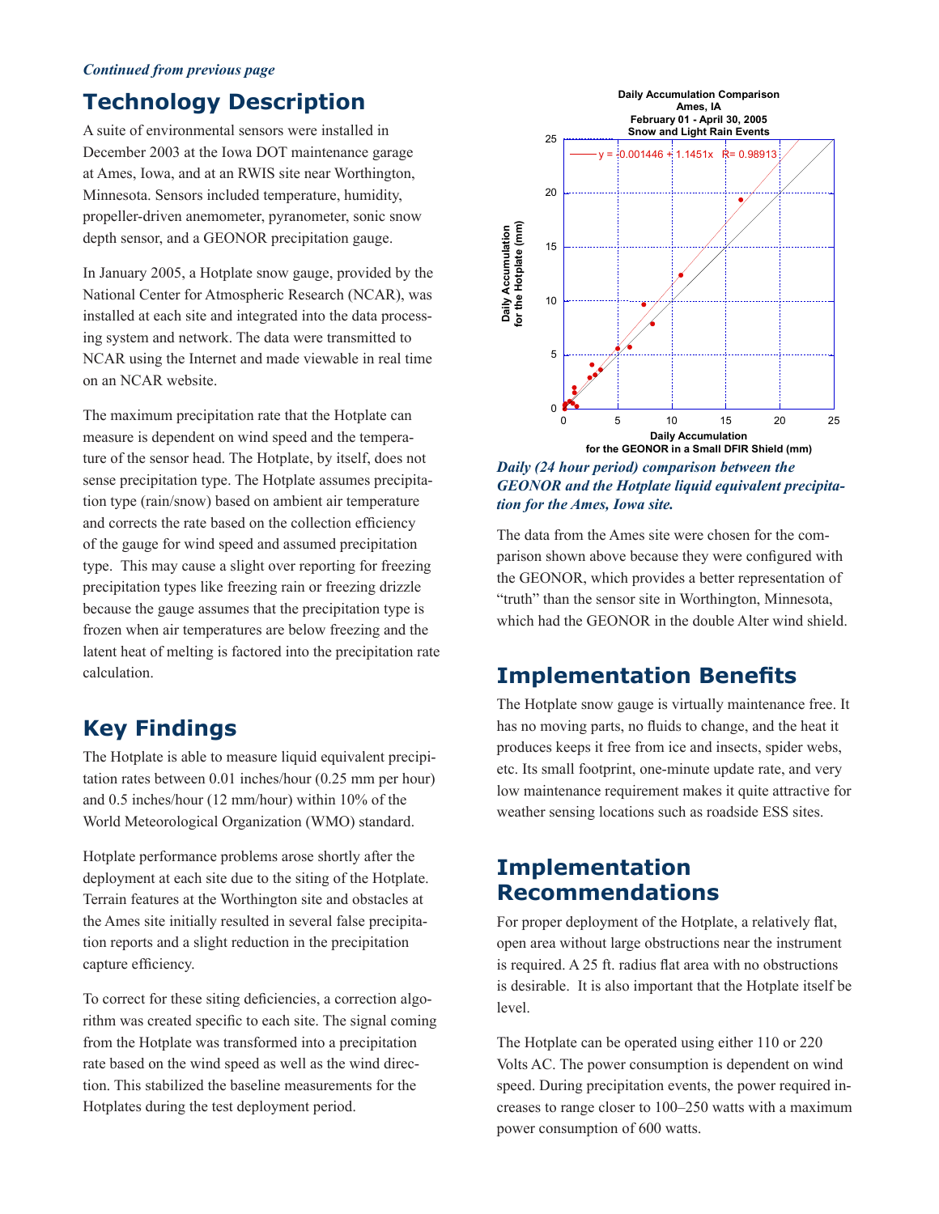*Continued from previous page*

## Technology Description

A suite of environmental sensors were installed in December 2003 at the Iowa DOT maintenance garage at Ames, Iowa, and at an RWIS site near Worthington, Minnesota. Sensors included temperature, humidity, propeller-driven anemometer, pyranometer, sonic snow depth sensor, and a GEONOR precipitation gauge.

In January 2005, a Hotplate snow gauge, provided by the National Center for Atmospheric Research (NCAR), was installed at each site and integrated into the data processing system and network. The data were transmitted to NCAR using the Internet and made viewable in real time on an NCAR website.

The maximum precipitation rate that the Hotplate can measure is dependent on wind speed and the temperature of the sensor head. The Hotplate, by itself, does not sense precipitation type. The Hotplate assumes precipitation type (rain/snow) based on ambient air temperature and corrects the rate based on the collection efficiency of the gauge for wind speed and assumed precipitation type. This may cause a slight over reporting for freezing precipitation types like freezing rain or freezing drizzle because the gauge assumes that the precipitation type is frozen when air temperatures are below freezing and the latent heat of melting is factored into the precipitation rate calculation.

## Key Findings

The Hotplate is able to measure liquid equivalent precipitation rates between 0.01 inches/hour (0.25 mm per hour) and 0.5 inches/hour (12 mm/hour) within 10% of the World Meteorological Organization (WMO) standard.

Hotplate performance problems arose shortly after the deployment at each site due to the siting of the Hotplate. Terrain features at the Worthington site and obstacles at the Ames site initially resulted in several false precipitation reports and a slight reduction in the precipitation capture efficiency.

To correct for these siting deficiencies, a correction algorithm was created specific to each site. The signal coming from the Hotplate was transformed into a precipitation rate based on the wind speed as well as the wind direction. This stabilized the baseline measurements for the Hotplates during the test deployment period.

Daily Accumulation Comparison
Ames, IA
February 01 - April 30, 2005
Snow and Light Rain Events

y = -0.001446 + 1.1451x R= 0.98913

Daily Accumulation for the Hotplate (mm)

Daily Accumulation for the GEONOR in a Small DFIR Shield (mm)

0 5 10 15 20 25

*Daily (24 hour period) comparison between the GEONOR and the Hotplate liquid equivalent precipitation for the Ames, Iowa site.*

The data from the Ames site were chosen for the comparison shown above because they were configured with the GEONOR, which provides a better representation of "truth" than the sensor site in Worthington, Minnesota, which had the GEONOR in the double Alter wind shield.

## Implementation Benefits

The Hotplate snow gauge is virtually maintenance free. It has no moving parts, no fluids to change, and the heat it produces keeps it free from ice and insects, spider webs, etc. Its small footprint, one-minute update rate, and very low maintenance requirement makes it quite attractive for weather sensing locations such as roadside ESS sites.

## Implementation Recommendations

For proper deployment of the Hotplate, a relatively flat, open area without large obstructions near the instrument is required. A 25 ft. radius flat area with no obstructions is desirable. It is also important that the Hotplate itself be level.

The Hotplate can be operated using either 110 or 220 Volts AC. The power consumption is dependent on wind speed. During precipitation events, the power required increases to range closer to 100–250 watts with a maximum power consumption of 600 watts.